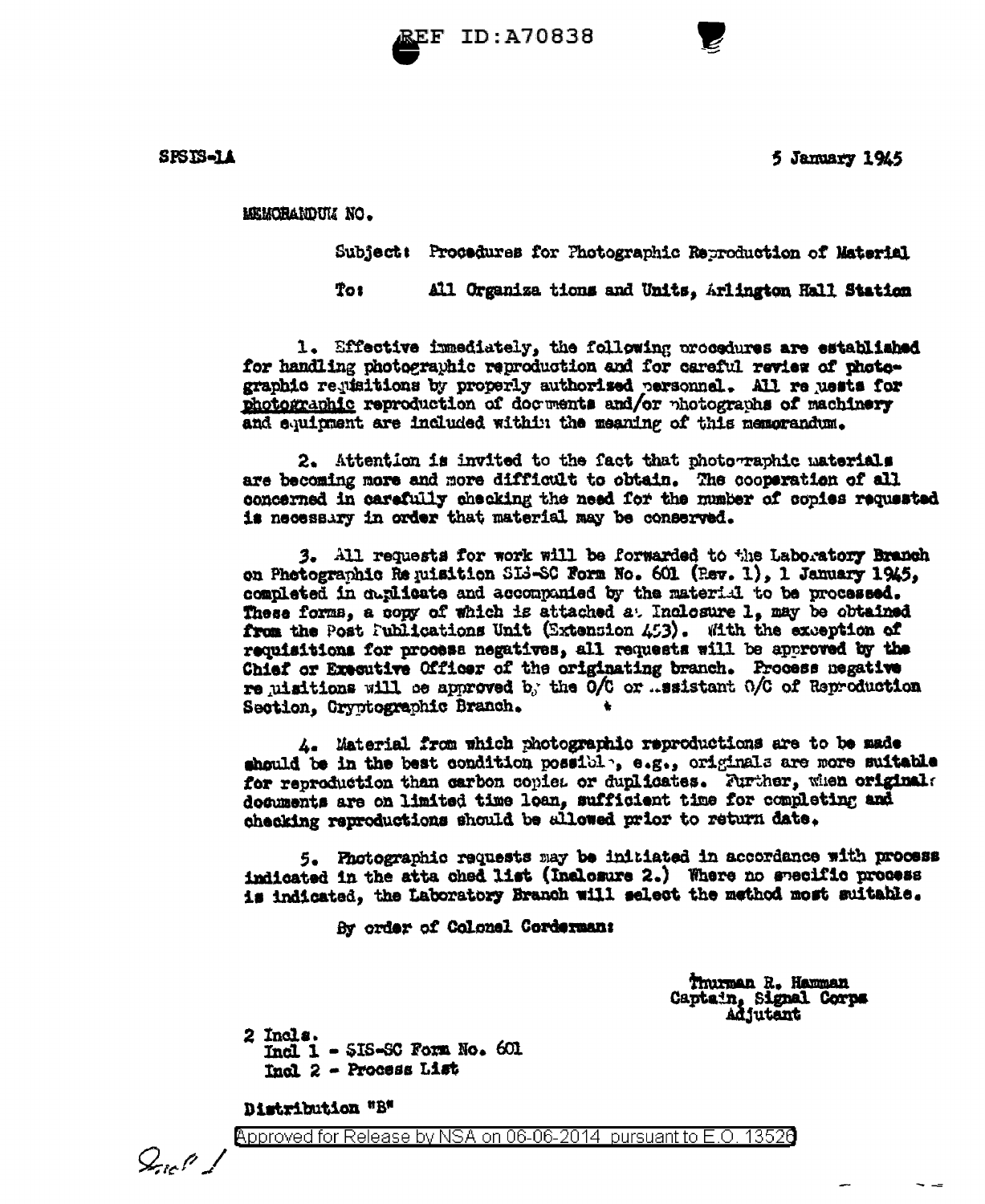SPSIS-1A

5 January 1945

MEMORANDUM NO.

Subject: Procedures for Photographic Reproduction of Material

To: All Organiza tions and Units, Arlington Hall Station

1. Effective immediately, the following procedures are established for handling photographic reproduction and for careful review of photographic requisitions by properly authorized personnel. All requests for <u>photographic</u> reproduction of documents and/or photographs of machinery and equipment are included within the meaning of this memorandum.

2. Attention is invited to the fact that photographic materials are becoming more and more difficult to obtain. The cooperation of all concerned in carefully checking the need for the number of copies requested is necessary in order that material may be conserved.

3. All requests for work will be forwarded to the Laboratory Branch on Photographic Requisition SIS-SC Form No. 601 (Rev. 1), 1 January 1945, completed in duplicate and accompanied by the material to be processed. These forms, a copy of which is attached as Inclosure 1, may be obtained from the Post Publications Unit (Extension 453). With the exception of requisitions for process negatives, all requests will be approved by the Chief or Executive Officer of the originating branch. Process negative requisitions will be approved by the O/C or Assistant O/C of Reproduction Section, Cryptographic Branch.

4. Material from which photographic reproductions are to be made should be in the best condition possible, e.g., originals are more suitable for reproduction than carbon copies or duplicates. Further, when original documents are on limited time loan, sufficient time for completing and checking reproductions should be allowed prior to return date.

5. Photographic requests may be initiated in accordance with process indicated in the atta ched list (Inclosure 2.) Where no specific process is indicated, the Laboratory Branch will select the method most suitable.

By order of Colonel Corderman:

Thurman R. Hamman
Captain, Signal Corps
Adjutant

2 Incls.
Incl 1 - SIS-SC Form No. 601
Incl 2 - Process List

Distribution "B"

Incl 1

Approved for Release by NSA on 06-06-2014 pursuant to E.O. 13526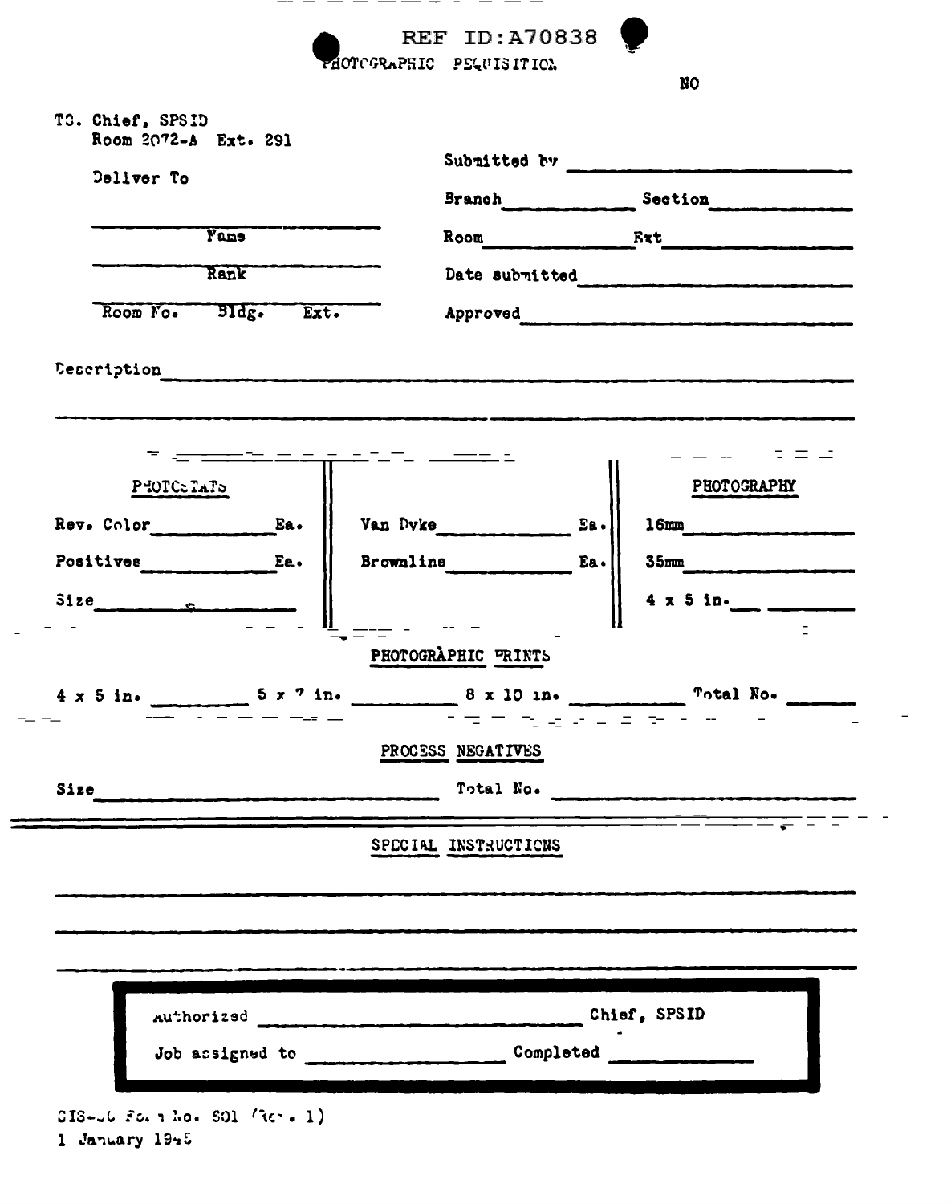REF ID:A70838

# PHOTOGRAPHIC REQUISITION

NO

TO. Chief, SPSID
Room 2072-A Ext. 291

Deliver To

\_\_\_\_\_\_\_\_\_\_\_\_\_\_\_\_\_\_\_\_
Name

\_\_\_\_\_\_\_\_\_\_\_\_\_\_\_\_\_\_\_\_
Rank

\_\_\_\_\_\_\_\_\_\_\_\_\_\_\_\_\_\_\_\_
Room No. Bldg. Ext.

Submitted by \_\_\_\_\_\_\_\_\_\_\_\_\_\_\_\_

Branch \_\_\_\_\_\_\_\_ Section \_\_\_\_\_\_\_\_

Room \_\_\_\_\_\_\_\_ Ext \_\_\_\_\_\_\_\_

Date submitted \_\_\_\_\_\_\_\_\_\_\_\_\_\_\_\_

Approved \_\_\_\_\_\_\_\_\_\_\_\_\_\_\_\_

Description \_\_\_\_\_\_\_\_\_\_\_\_\_\_\_\_\_\_\_\_\_\_\_\_\_\_\_\_\_\_\_\_

\_\_\_\_\_\_\_\_\_\_\_\_\_\_\_\_\_\_\_\_\_\_\_\_\_\_\_\_\_\_\_\_\_\_\_\_\_\_\_\_\_\_\_\_

| PHOTOSTATS | | PHOTOGRAPHY |
|---|---|---|
| Rev. Color \_\_\_\_\_\_ Ea. | Van Dyke \_\_\_\_\_\_ Ea. | 16mm \_\_\_\_\_\_ |
| Positives \_\_\_\_\_\_ Ea. | Brownline \_\_\_\_\_\_ Ea. | 35mm \_\_\_\_\_\_ |
| Size \_\_\_\_\_\_ | | 4 x 5 in. \_\_\_\_\_\_ |

## PHOTOGRAPHIC PRINTS

4 x 5 in. \_\_\_\_\_\_ 5 x 7 in. \_\_\_\_\_\_ 8 x 10 in. \_\_\_\_\_\_ Total No. \_\_\_\_\_\_

## PROCESS NEGATIVES

Size \_\_\_\_\_\_\_\_\_\_\_\_\_\_\_\_ Total No. \_\_\_\_\_\_\_\_\_\_\_\_\_\_\_\_

## SPECIAL INSTRUCTIONS

\_\_\_\_\_\_\_\_\_\_\_\_\_\_\_\_\_\_\_\_\_\_\_\_\_\_\_\_\_\_\_\_\_\_\_\_\_\_\_\_\_\_\_\_

\_\_\_\_\_\_\_\_\_\_\_\_\_\_\_\_\_\_\_\_\_\_\_\_\_\_\_\_\_\_\_\_\_\_\_\_\_\_\_\_\_\_\_\_

\_\_\_\_\_\_\_\_\_\_\_\_\_\_\_\_\_\_\_\_\_\_\_\_\_\_\_\_\_\_\_\_\_\_\_\_\_\_\_\_\_\_\_\_

Authorized \_\_\_\_\_\_\_\_\_\_\_\_\_\_\_\_\_\_\_\_ Chief, SPSID

Job assigned to \_\_\_\_\_\_\_\_\_\_\_\_\_\_\_\_ Completed \_\_\_\_\_\_\_\_\_\_\_\_

SIS-JC Form No. 501 (Rev. 1)
1 January 1945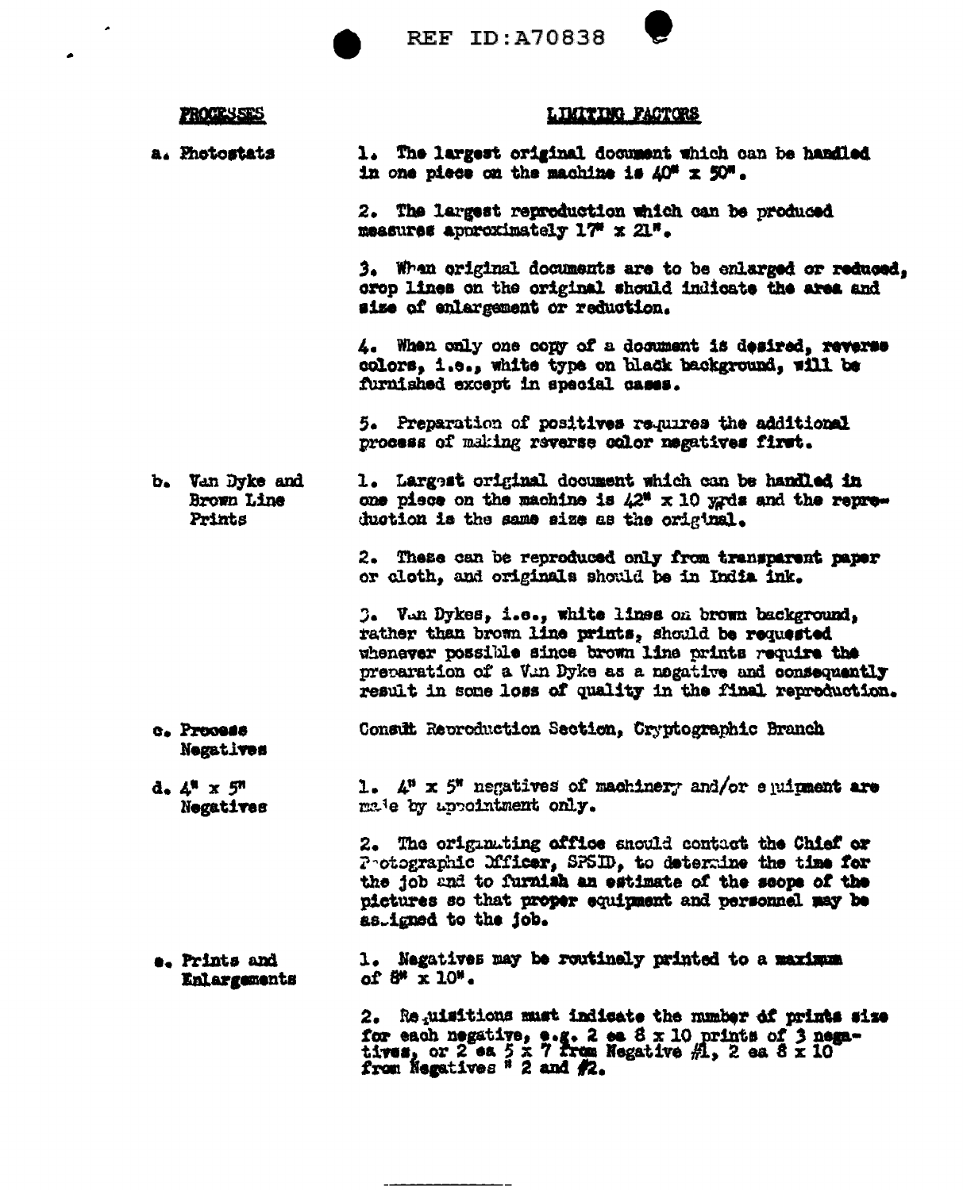| PROCESSES | LIMITING FACTORS |
|---|---|
| a. Photostats | 1. The largest original document which can be handled in one piece on the machine is 40" x 50". |
| | 2. The largest reproduction which can be produced measures approximately 17" x 21". |
| | 3. When original documents are to be enlarged or reduced, crop lines on the original should indicate the area and size of enlargement or reduction. |
| | 4. When only one copy of a document is desired, reverse colors, i.e., white type on black background, will be furnished except in special cases. |
| | 5. Preparation of positives requires the additional process of making reverse color negatives first. |
| b. Van Dyke and Brown Line Prints | 1. Largest original document which can be handled in one piece on the machine is 42" x 10 yards and the reproduction is the same size as the original. |
| | 2. These can be reproduced only from transparent paper or cloth, and originals should be in India ink. |
| | 3. Van Dykes, i.e., white lines on brown background, rather than brown line prints, should be requested whenever possible since brown line prints require the preparation of a Van Dyke as a negative and consequently result in some loss of quality in the final reproduction. |
| c. Process Negatives | Consult Reproduction Section, Cryptographic Branch |
| d. 4" x 5" Negatives | 1. 4" x 5" negatives of machinery and/or equipment are made by appointment only. |
| | 2. The originating office should contact the Chief or Photographic Officer, SPSID, to determine the time for the job and to furnish an estimate of the scope of the pictures so that proper equipment and personnel may be assigned to the job. |
| e. Prints and Enlargements | 1. Negatives may be routinely printed to a maximum of 8" x 10". |
| | 2. Requisitions must indicate the number of prints size for each negative, e.g. 2 ea 8 x 10 prints of 3 negatives, or 2 ea 5 x 7 from Negative #1, 2 ea 8 x 10 from Negatives # 2 and #2. |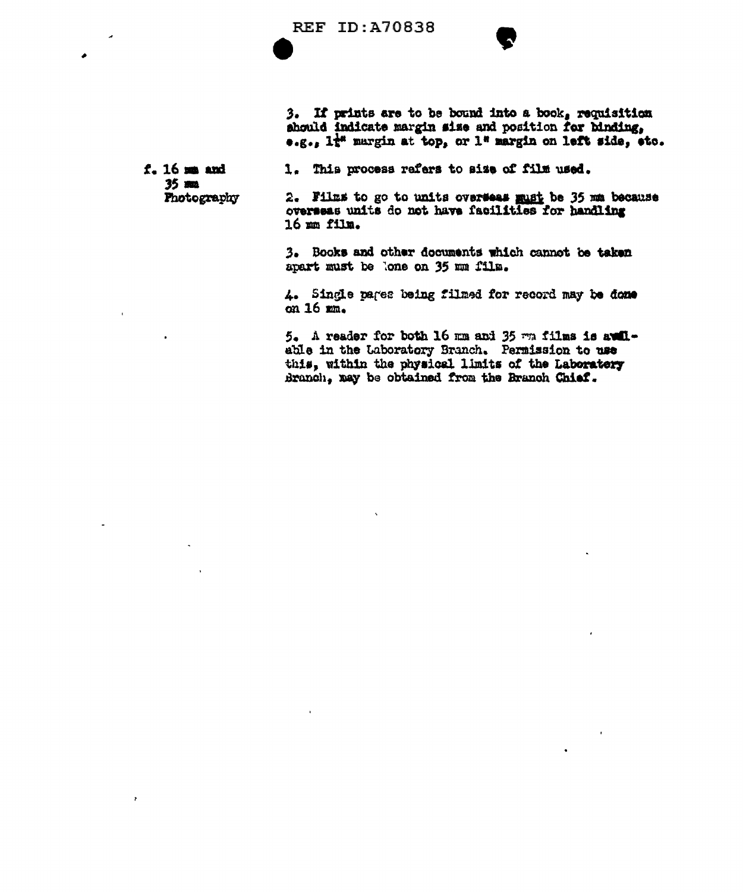3. If prints are to be bound into a book, requisition should indicate margin size and position for binding, e.g., 1½" margin at top, or 1" margin on left side, etc.

f. 16 mm and 35 mm Photography

1. This process refers to size of film used.

2. Films to go to units overseas must be 35 mm because overseas units do not have facilities for handling 16 mm film.

3. Books and other documents which cannot be taken apart must be done on 35 mm film.

4. Single pages being filmed for record may be done on 16 mm.

5. A reader for both 16 mm and 35 mm films is available in the Laboratory Branch. Permission to use this, within the physical limits of the Laboratory Branch, may be obtained from the Branch Chief.